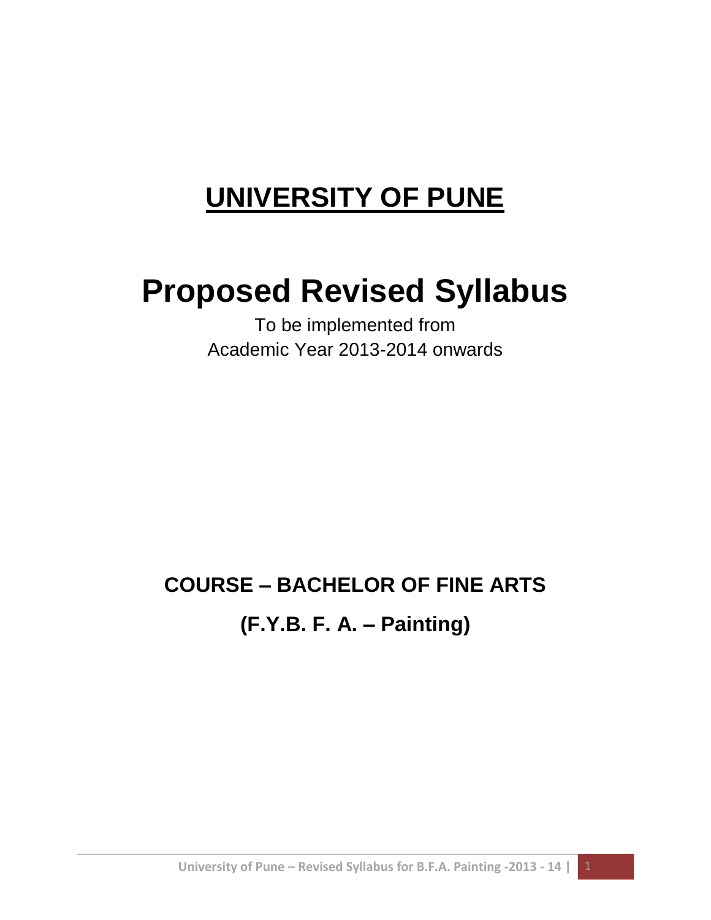# UNIVERSITY OF PUNE

# Proposed Revised Syllabus

To be implemented from
Academic Year 2013-2014 onwards

## COURSE – BACHELOR OF FINE ARTS

## (F.Y.B. F. A. – Painting)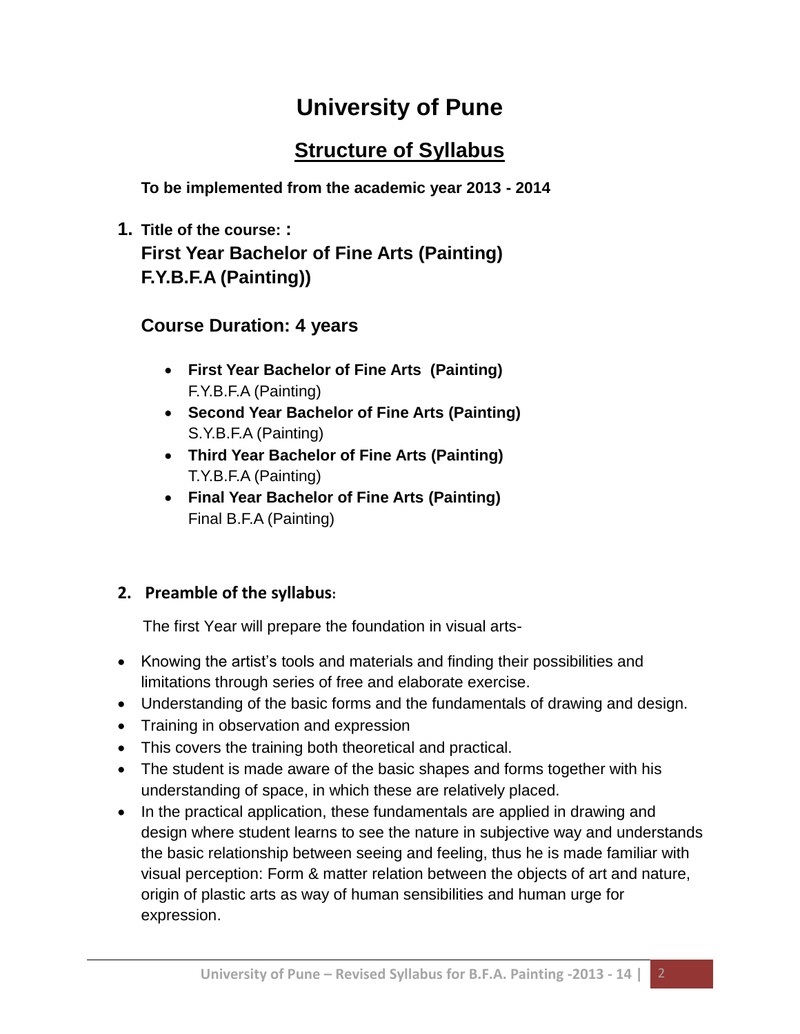# University of Pune

## Structure of Syllabus

**To be implemented from the academic year 2013 - 2014**

**1. Title of the course: :**
**First Year Bachelor of Fine Arts (Painting)**
**F.Y.B.F.A (Painting))**

### Course Duration: 4 years

- **First Year Bachelor of Fine Arts (Painting)**
  F.Y.B.F.A (Painting)
- **Second Year Bachelor of Fine Arts (Painting)**
  S.Y.B.F.A (Painting)
- **Third Year Bachelor of Fine Arts (Painting)**
  T.Y.B.F.A (Painting)
- **Final Year Bachelor of Fine Arts (Painting)**
  Final B.F.A (Painting)

**2. Preamble of the syllabus:**

The first Year will prepare the foundation in visual arts-

- Knowing the artist's tools and materials and finding their possibilities and limitations through series of free and elaborate exercise.
- Understanding of the basic forms and the fundamentals of drawing and design.
- Training in observation and expression
- This covers the training both theoretical and practical.
- The student is made aware of the basic shapes and forms together with his understanding of space, in which these are relatively placed.
- In the practical application, these fundamentals are applied in drawing and design where student learns to see the nature in subjective way and understands the basic relationship between seeing and feeling, thus he is made familiar with visual perception: Form & matter relation between the objects of art and nature, origin of plastic arts as way of human sensibilities and human urge for expression.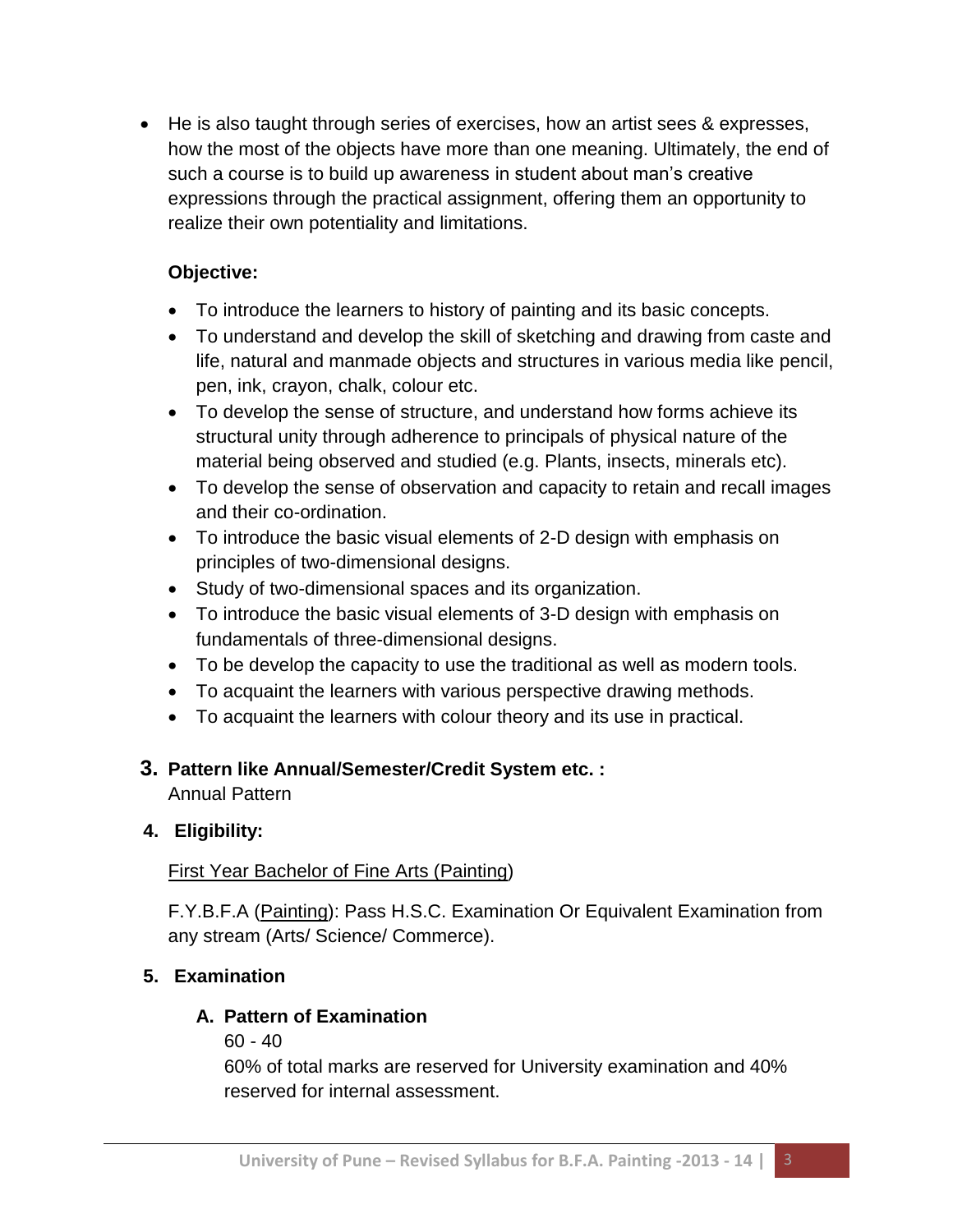- He is also taught through series of exercises, how an artist sees & expresses, how the most of the objects have more than one meaning. Ultimately, the end of such a course is to build up awareness in student about man's creative expressions through the practical assignment, offering them an opportunity to realize their own potentiality and limitations.

**Objective:**

- To introduce the learners to history of painting and its basic concepts.
- To understand and develop the skill of sketching and drawing from caste and life, natural and manmade objects and structures in various media like pencil, pen, ink, crayon, chalk, colour etc.
- To develop the sense of structure, and understand how forms achieve its structural unity through adherence to principals of physical nature of the material being observed and studied (e.g. Plants, insects, minerals etc).
- To develop the sense of observation and capacity to retain and recall images and their co-ordination.
- To introduce the basic visual elements of 2-D design with emphasis on principles of two-dimensional designs.
- Study of two-dimensional spaces and its organization.
- To introduce the basic visual elements of 3-D design with emphasis on fundamentals of three-dimensional designs.
- To be develop the capacity to use the traditional as well as modern tools.
- To acquaint the learners with various perspective drawing methods.
- To acquaint the learners with colour theory and its use in practical.

## 3. Pattern like Annual/Semester/Credit System etc. :

Annual Pattern

## 4. Eligibility:

First Year Bachelor of Fine Arts (Painting)

F.Y.B.F.A (Painting): Pass H.S.C. Examination Or Equivalent Examination from any stream (Arts/ Science/ Commerce).

## 5. Examination

### A. Pattern of Examination

60 - 40

60% of total marks are reserved for University examination and 40% reserved for internal assessment.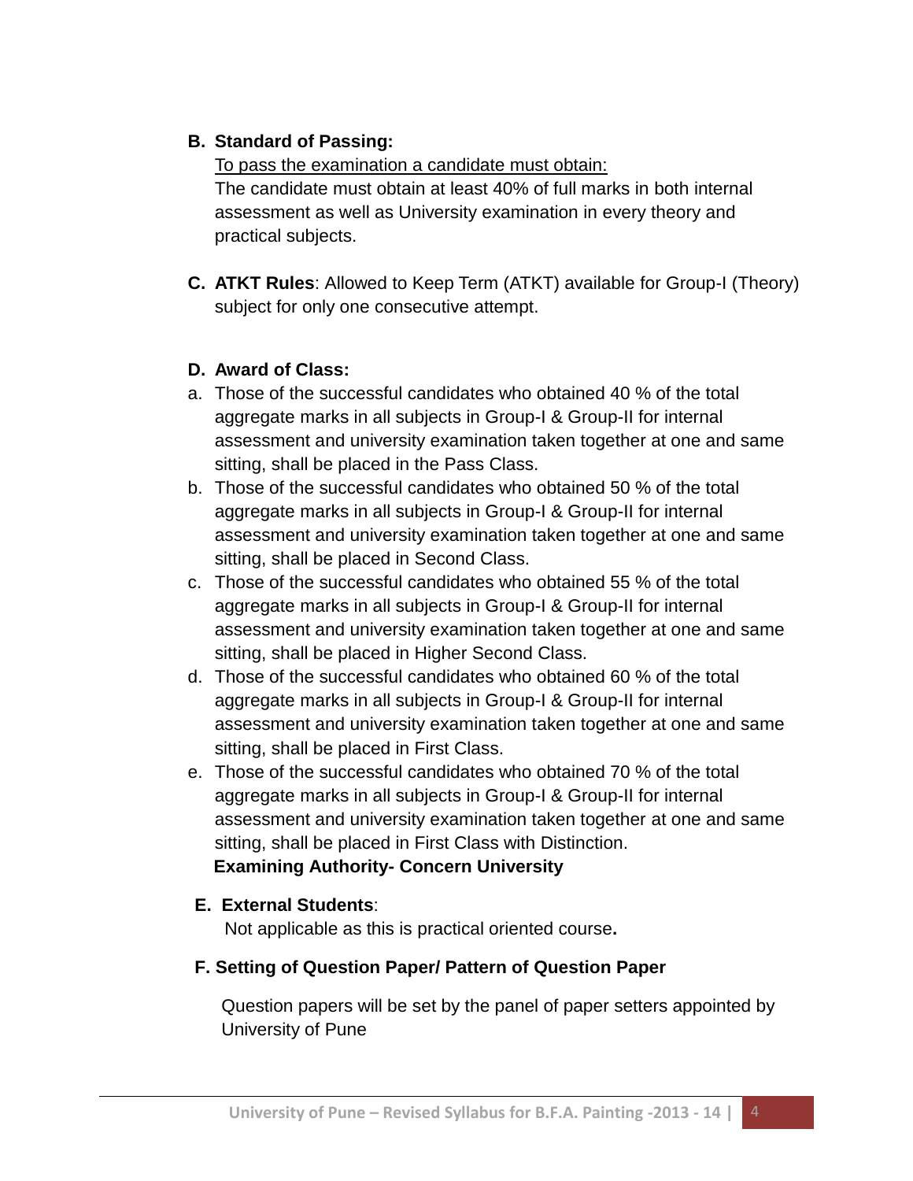**B. Standard of Passing:**

To pass the examination a candidate must obtain:

The candidate must obtain at least 40% of full marks in both internal assessment as well as University examination in every theory and practical subjects.

**C. ATKT Rules**: Allowed to Keep Term (ATKT) available for Group-I (Theory) subject for only one consecutive attempt.

**D. Award of Class:**

a. Those of the successful candidates who obtained 40 % of the total aggregate marks in all subjects in Group-I & Group-II for internal assessment and university examination taken together at one and same sitting, shall be placed in the Pass Class.

b. Those of the successful candidates who obtained 50 % of the total aggregate marks in all subjects in Group-I & Group-II for internal assessment and university examination taken together at one and same sitting, shall be placed in Second Class.

c. Those of the successful candidates who obtained 55 % of the total aggregate marks in all subjects in Group-I & Group-II for internal assessment and university examination taken together at one and same sitting, shall be placed in Higher Second Class.

d. Those of the successful candidates who obtained 60 % of the total aggregate marks in all subjects in Group-I & Group-II for internal assessment and university examination taken together at one and same sitting, shall be placed in First Class.

e. Those of the successful candidates who obtained 70 % of the total aggregate marks in all subjects in Group-I & Group-II for internal assessment and university examination taken together at one and same sitting, shall be placed in First Class with Distinction.

**Examining Authority- Concern University**

**E. External Students**:

Not applicable as this is practical oriented course**.**

**F. Setting of Question Paper/ Pattern of Question Paper**

Question papers will be set by the panel of paper setters appointed by University of Pune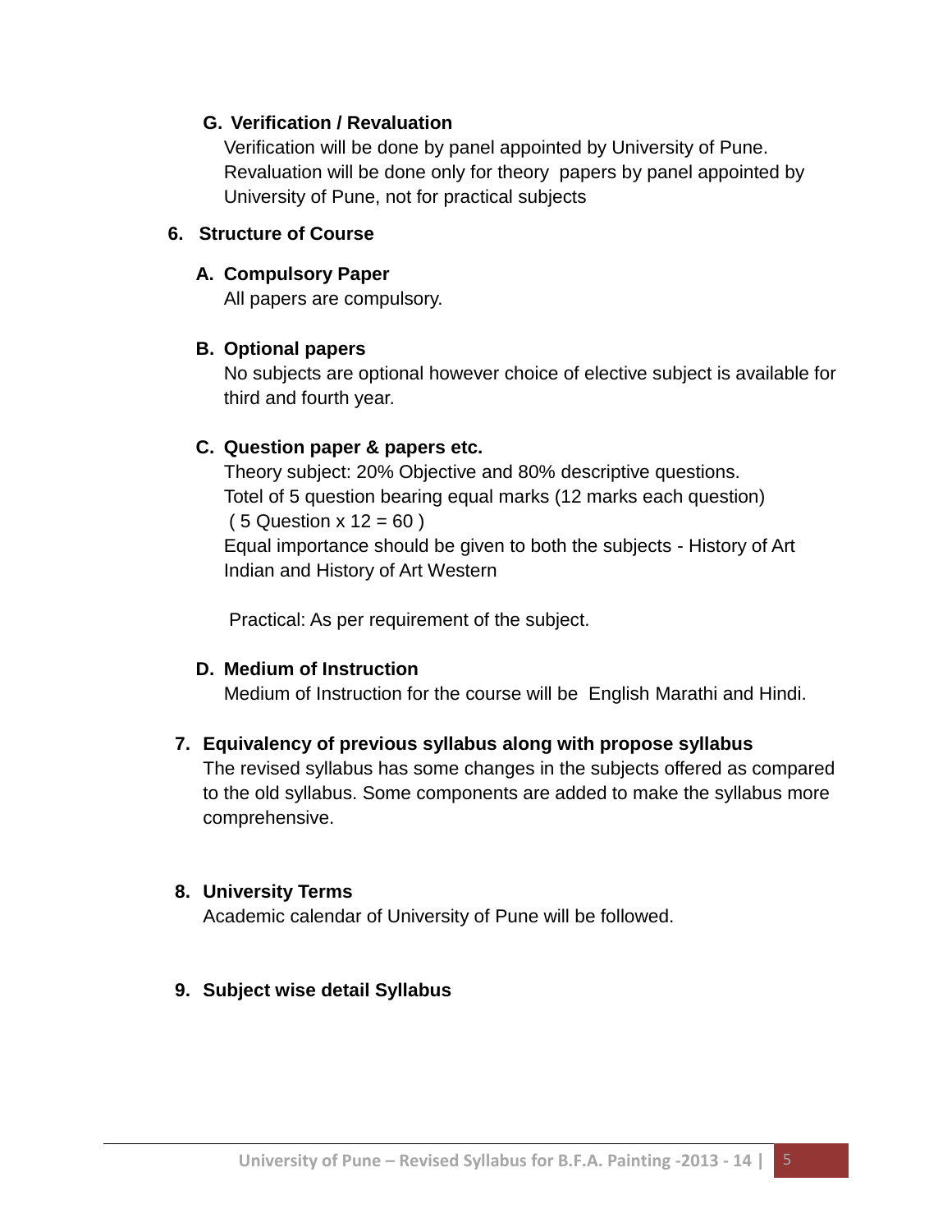**G. Verification / Revaluation**

Verification will be done by panel appointed by University of Pune. Revaluation will be done only for theory papers by panel appointed by University of Pune, not for practical subjects

**6. Structure of Course**

**A. Compulsory Paper**

All papers are compulsory.

**B. Optional papers**

No subjects are optional however choice of elective subject is available for third and fourth year.

**C. Question paper & papers etc.**

Theory subject: 20% Objective and 80% descriptive questions.
Totel of 5 question bearing equal marks (12 marks each question)
( 5 Question x 12 = 60 )
Equal importance should be given to both the subjects - History of Art Indian and History of Art Western

Practical: As per requirement of the subject.

**D. Medium of Instruction**

Medium of Instruction for the course will be English Marathi and Hindi.

**7. Equivalency of previous syllabus along with propose syllabus**

The revised syllabus has some changes in the subjects offered as compared to the old syllabus. Some components are added to make the syllabus more comprehensive.

**8. University Terms**

Academic calendar of University of Pune will be followed.

**9. Subject wise detail Syllabus**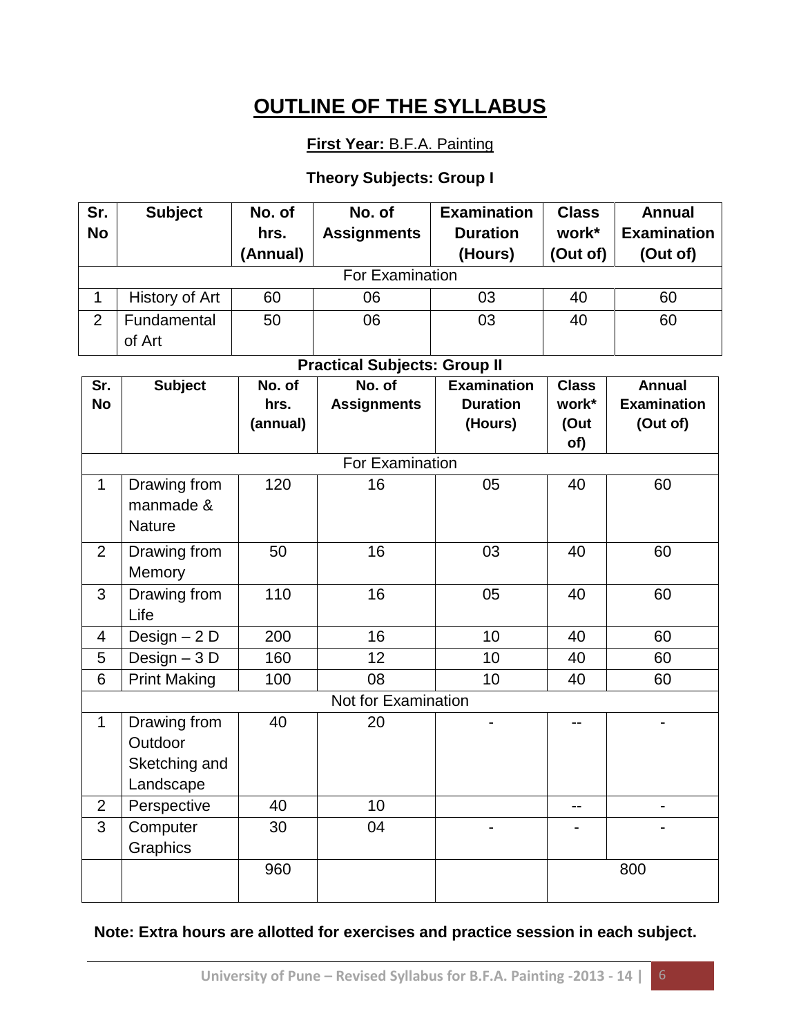# OUTLINE OF THE SYLLABUS

**First Year:** B.F.A. Painting

**Theory Subjects: Group I**

| Sr. No | Subject | No. of hrs. (Annual) | No. of Assignments | Examination Duration (Hours) | Class work* (Out of) | Annual Examination (Out of) |
|---|---|---|---|---|---|---|
| For Examination | | | | | | |
| 1 | History of Art | 60 | 06 | 03 | 40 | 60 |
| 2 | Fundamental of Art | 50 | 06 | 03 | 40 | 60 |

**Practical Subjects: Group II**

| Sr. No | Subject | No. of hrs. (annual) | No. of Assignments | Examination Duration (Hours) | Class work* (Out of) | Annual Examination (Out of) |
|---|---|---|---|---|---|---|
| For Examination | | | | | | |
| 1 | Drawing from manmade & Nature | 120 | 16 | 05 | 40 | 60 |
| 2 | Drawing from Memory | 50 | 16 | 03 | 40 | 60 |
| 3 | Drawing from Life | 110 | 16 | 05 | 40 | 60 |
| 4 | Design – 2 D | 200 | 16 | 10 | 40 | 60 |
| 5 | Design – 3 D | 160 | 12 | 10 | 40 | 60 |
| 6 | Print Making | 100 | 08 | 10 | 40 | 60 |
| Not for Examination | | | | | | |
| 1 | Drawing from Outdoor Sketching and Landscape | 40 | 20 | - | -- | - |
| 2 | Perspective | 40 | 10 | | -- | - |
| 3 | Computer Graphics | 30 | 04 | - | - | - |
| | | 960 | | | 800 | |

**Note: Extra hours are allotted for exercises and practice session in each subject.**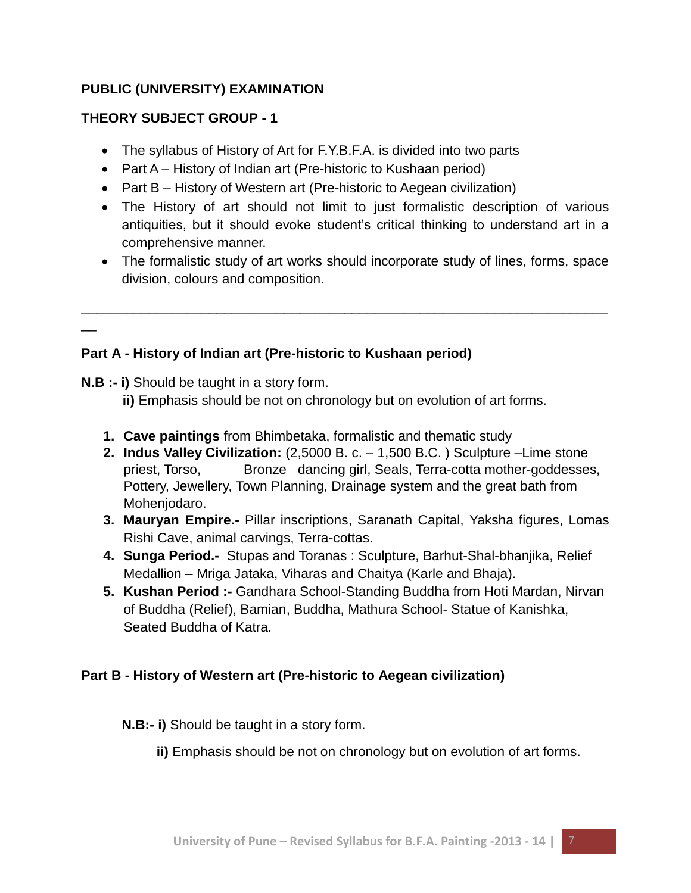**PUBLIC (UNIVERSITY) EXAMINATION**

**THEORY SUBJECT GROUP - 1**

---

- The syllabus of History of Art for F.Y.B.F.A. is divided into two parts
- Part A – History of Indian art (Pre-historic to Kushaan period)
- Part B – History of Western art (Pre-historic to Aegean civilization)
- The History of art should not limit to just formalistic description of various antiquities, but it should evoke student's critical thinking to understand art in a comprehensive manner.
- The formalistic study of art works should incorporate study of lines, forms, space division, colours and composition.

---

**Part A - History of Indian art (Pre-historic to Kushaan period)**

**N.B :- i)** Should be taught in a story form.

**ii)** Emphasis should be not on chronology but on evolution of art forms.

1. **Cave paintings** from Bhimbetaka, formalistic and thematic study
2. **Indus Valley Civilization:** (2,5000 B. c. – 1,500 B.C. ) Sculpture –Lime stone priest, Torso, Bronze dancing girl, Seals, Terra-cotta mother-goddesses, Pottery, Jewellery, Town Planning, Drainage system and the great bath from Mohenjodaro.
3. **Mauryan Empire.-** Pillar inscriptions, Saranath Capital, Yaksha figures, Lomas Rishi Cave, animal carvings, Terra-cottas.
4. **Sunga Period.-** Stupas and Toranas : Sculpture, Barhut-Shal-bhanjika, Relief Medallion – Mriga Jataka, Viharas and Chaitya (Karle and Bhaja).
5. **Kushan Period :-** Gandhara School-Standing Buddha from Hoti Mardan, Nirvan of Buddha (Relief), Bamian, Buddha, Mathura School- Statue of Kanishka, Seated Buddha of Katra.

**Part B - History of Western art (Pre-historic to Aegean civilization)**

**N.B:- i)** Should be taught in a story form.

**ii)** Emphasis should be not on chronology but on evolution of art forms.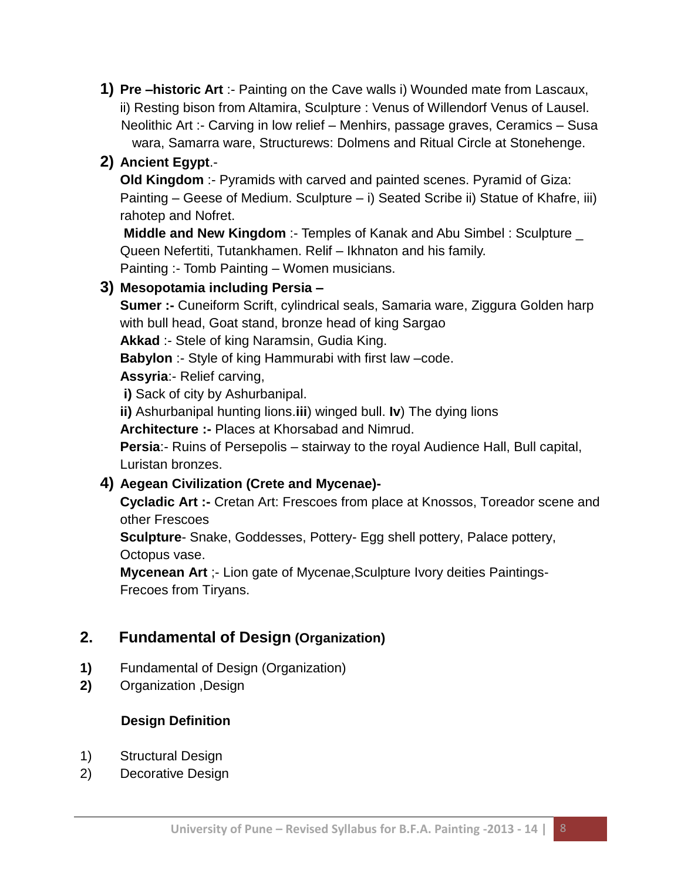1) **Pre –historic Art** :- Painting on the Cave walls i) Wounded mate from Lascaux, ii) Resting bison from Altamira, Sculpture : Venus of Willendorf Venus of Lausel. Neolithic Art :- Carving in low relief – Menhirs, passage graves, Ceramics – Susa wara, Samarra ware, Structurews: Dolmens and Ritual Circle at Stonehenge.

2) **Ancient Egypt**.-

   **Old Kingdom** :- Pyramids with carved and painted scenes. Pyramid of Giza: Painting – Geese of Medium. Sculpture – i) Seated Scribe ii) Statue of Khafre, iii) rahotep and Nofret.

   **Middle and New Kingdom** :- Temples of Kanak and Abu Simbel : Sculpture _ Queen Nefertiti, Tutankhamen. Relif – Ikhnaton and his family.
   Painting :- Tomb Painting – Women musicians.

3) **Mesopotamia including Persia –**

   **Sumer :-** Cuneiform Scrift, cylindrical seals, Samaria ware, Ziggura Golden harp with bull head, Goat stand, bronze head of king Sargao

   **Akkad** :- Stele of king Naramsin, Gudia King.

   **Babylon** :- Style of king Hammurabi with first law –code.

   **Assyria**:- Relief carving,

   **i)** Sack of city by Ashurbanipal.

   **ii)** Ashurbanipal hunting lions.**iii**) winged bull. **Iv**) The dying lions

   **Architecture :-** Places at Khorsabad and Nimrud.

   **Persia**:- Ruins of Persepolis – stairway to the royal Audience Hall, Bull capital, Luristan bronzes.

4) **Aegean Civilization (Crete and Mycenae)-**

   **Cycladic Art :-** Cretan Art: Frescoes from place at Knossos, Toreador scene and other Frescoes

   **Sculpture**- Snake, Goddesses, Pottery- Egg shell pottery, Palace pottery, Octopus vase.

   **Mycenean Art** ;- Lion gate of Mycenae,Sculpture Ivory deities Paintings- Frecoes from Tiryans.

## 2. Fundamental of Design (Organization)

**1)** Fundamental of Design (Organization)
**2)** Organization ,Design

**Design Definition**

1) Structural Design
2) Decorative Design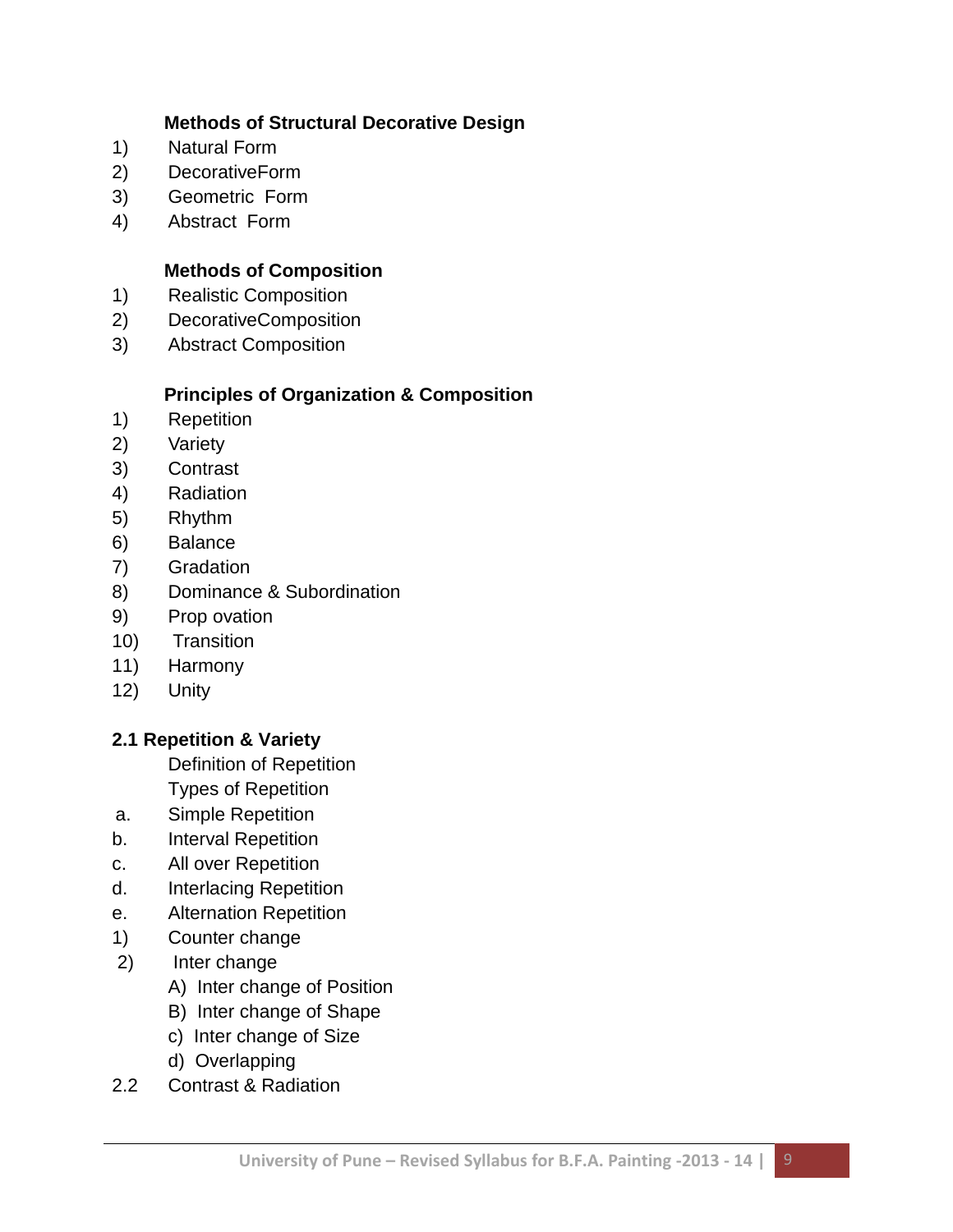**Methods of Structural Decorative Design**

1) Natural Form
2) DecorativeForm
3) Geometric Form
4) Abstract Form

**Methods of Composition**

1) Realistic Composition
2) DecorativeComposition
3) Abstract Composition

**Principles of Organization & Composition**

1) Repetition
2) Variety
3) Contrast
4) Radiation
5) Rhythm
6) Balance
7) Gradation
8) Dominance & Subordination
9) Prop ovation
10) Transition
11) Harmony
12) Unity

**2.1 Repetition & Variety**

Definition of Repetition

Types of Repetition

a. Simple Repetition
b. Interval Repetition
c. All over Repetition
d. Interlacing Repetition
e. Alternation Repetition

1) Counter change
2) Inter change
   - A) Inter change of Position
   - B) Inter change of Shape
   - c) Inter change of Size
   - d) Overlapping

2.2 Contrast & Radiation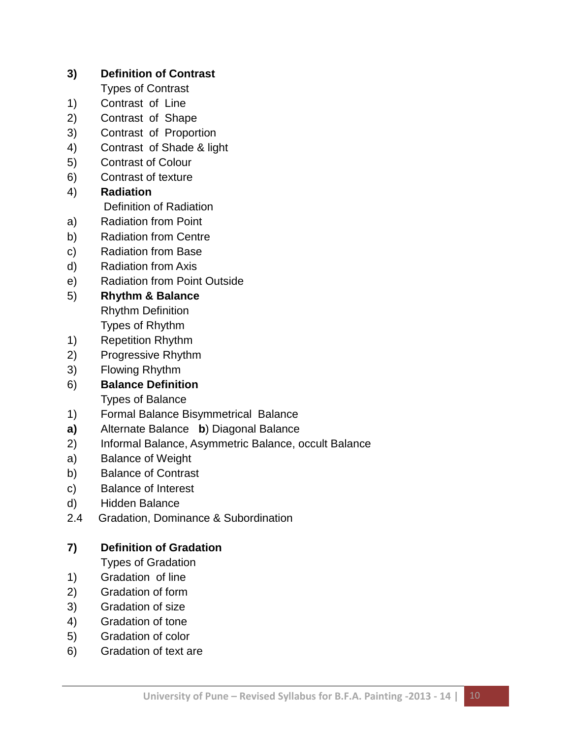**3) Definition of Contrast**

Types of Contrast

1) Contrast of Line
2) Contrast of Shape
3) Contrast of Proportion
4) Contrast of Shade & light
5) Contrast of Colour
6) Contrast of texture

4) **Radiation**

Definition of Radiation

a) Radiation from Point
b) Radiation from Centre
c) Radiation from Base
d) Radiation from Axis
e) Radiation from Point Outside

5) **Rhythm & Balance**

Rhythm Definition

Types of Rhythm

1) Repetition Rhythm
2) Progressive Rhythm
3) Flowing Rhythm

6) **Balance Definition**

Types of Balance

1) Formal Balance Bisymmetrical Balance

**a)** Alternate Balance **b**) Diagonal Balance

2) Informal Balance, Asymmetric Balance, occult Balance

a) Balance of Weight
b) Balance of Contrast
c) Balance of Interest
d) Hidden Balance

2.4 Gradation, Dominance & Subordination

**7) Definition of Gradation**

Types of Gradation

1) Gradation of line
2) Gradation of form
3) Gradation of size
4) Gradation of tone
5) Gradation of color
6) Gradation of text are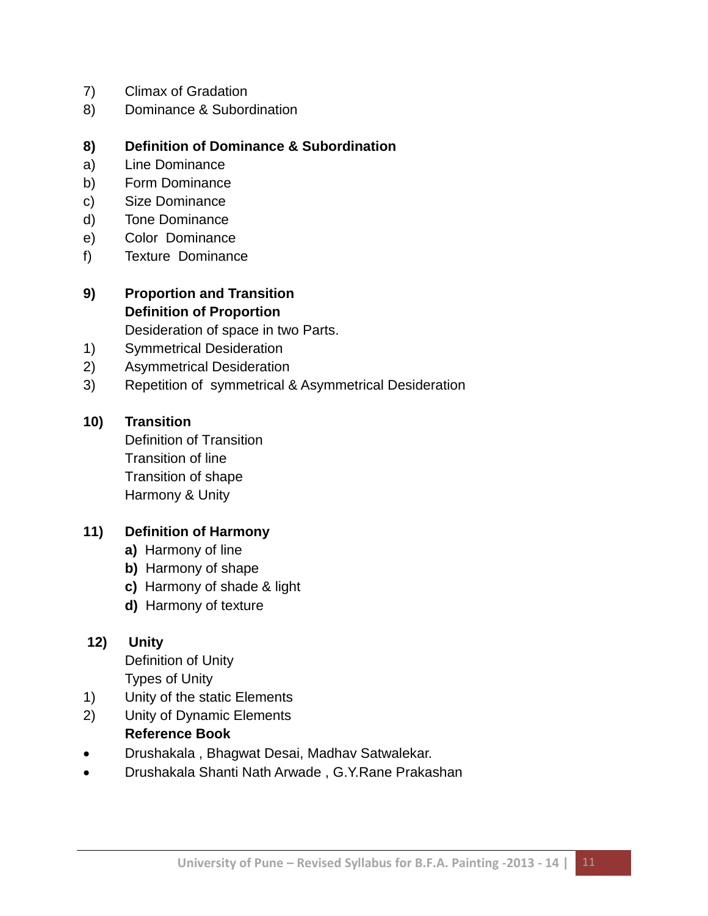7) Climax of Gradation
8) Dominance & Subordination

**8) Definition of Dominance & Subordination**

a) Line Dominance
b) Form Dominance
c) Size Dominance
d) Tone Dominance
e) Color Dominance
f) Texture Dominance

**9) Proportion and Transition**

**Definition of Proportion**

Desideration of space in two Parts.

1) Symmetrical Desideration
2) Asymmetrical Desideration
3) Repetition of symmetrical & Asymmetrical Desideration

**10) Transition**

Definition of Transition
Transition of line
Transition of shape
Harmony & Unity

**11) Definition of Harmony**

**a)** Harmony of line
**b)** Harmony of shape
**c)** Harmony of shade & light
**d)** Harmony of texture

**12) Unity**

Definition of Unity
Types of Unity

1) Unity of the static Elements
2) Unity of Dynamic Elements

**Reference Book**

- Drushakala , Bhagwat Desai, Madhav Satwalekar.
- Drushakala Shanti Nath Arwade , G.Y.Rane Prakashan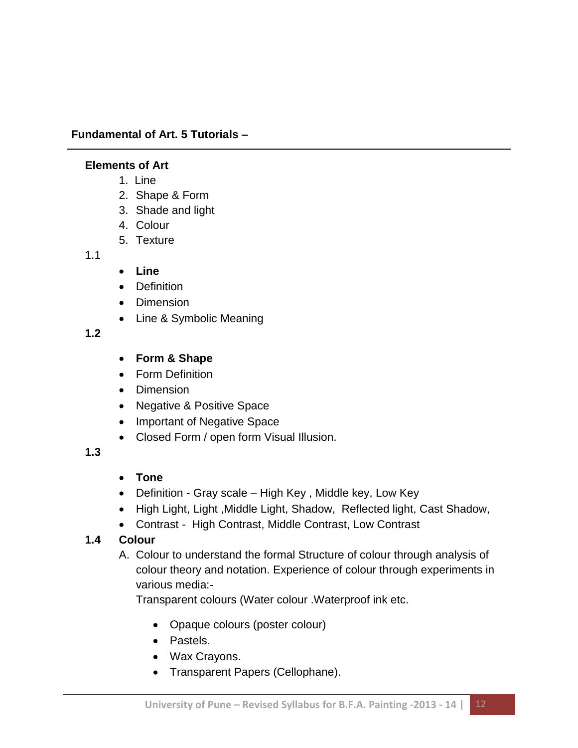**Fundamental of Art. 5 Tutorials –**

---

**Elements of Art**

1. Line
2. Shape & Form
3. Shade and light
4. Colour
5. Texture

1.1

- **Line**
- Definition
- Dimension
- Line & Symbolic Meaning

**1.2**

- **Form & Shape**
- Form Definition
- Dimension
- Negative & Positive Space
- Important of Negative Space
- Closed Form / open form Visual Illusion.

**1.3**

- **Tone**
- Definition - Gray scale – High Key , Middle key, Low Key
- High Light, Light ,Middle Light, Shadow, Reflected light, Cast Shadow,
- Contrast - High Contrast, Middle Contrast, Low Contrast

**1.4 Colour**

A. Colour to understand the formal Structure of colour through analysis of colour theory and notation. Experience of colour through experiments in various media:-

Transparent colours (Water colour .Waterproof ink etc.

- Opaque colours (poster colour)
- Pastels.
- Wax Crayons.
- Transparent Papers (Cellophane).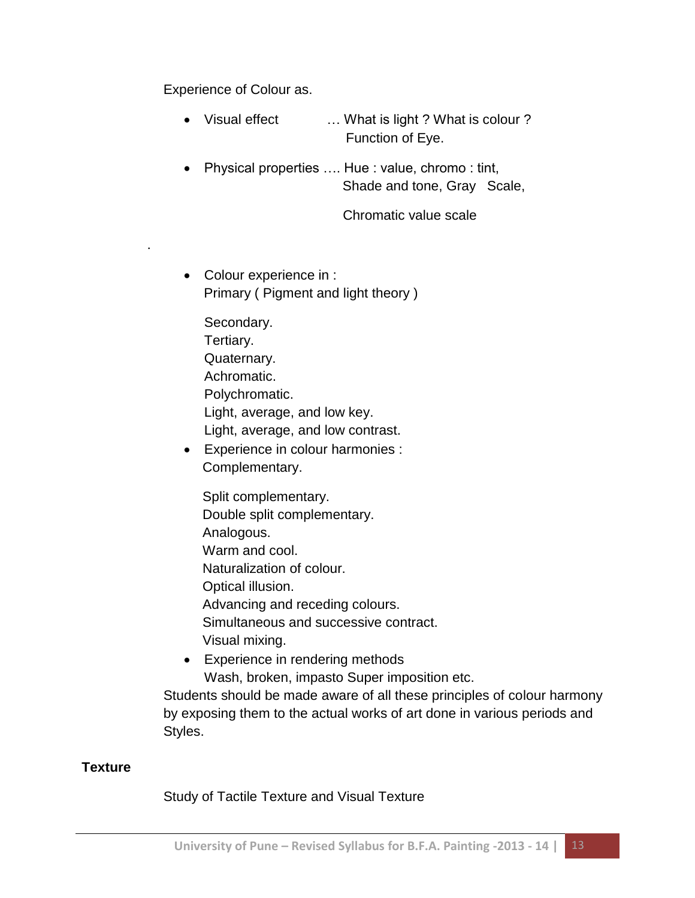Experience of Colour as.

- Visual effect … What is light ? What is colour ? Function of Eye.
- Physical properties …. Hue : value, chromo : tint, Shade and tone, Gray Scale,

  Chromatic value scale

.

- Colour experience in :
  Primary ( Pigment and light theory )

  Secondary.
  Tertiary.
  Quaternary.
  Achromatic.
  Polychromatic.
  Light, average, and low key.
  Light, average, and low contrast.
- Experience in colour harmonies :
  Complementary.

  Split complementary.
  Double split complementary.
  Analogous.
  Warm and cool.
  Naturalization of colour.
  Optical illusion.
  Advancing and receding colours.
  Simultaneous and successive contract.
  Visual mixing.
- Experience in rendering methods
  Wash, broken, impasto Super imposition etc.

Students should be made aware of all these principles of colour harmony by exposing them to the actual works of art done in various periods and Styles.

**Texture**

Study of Tactile Texture and Visual Texture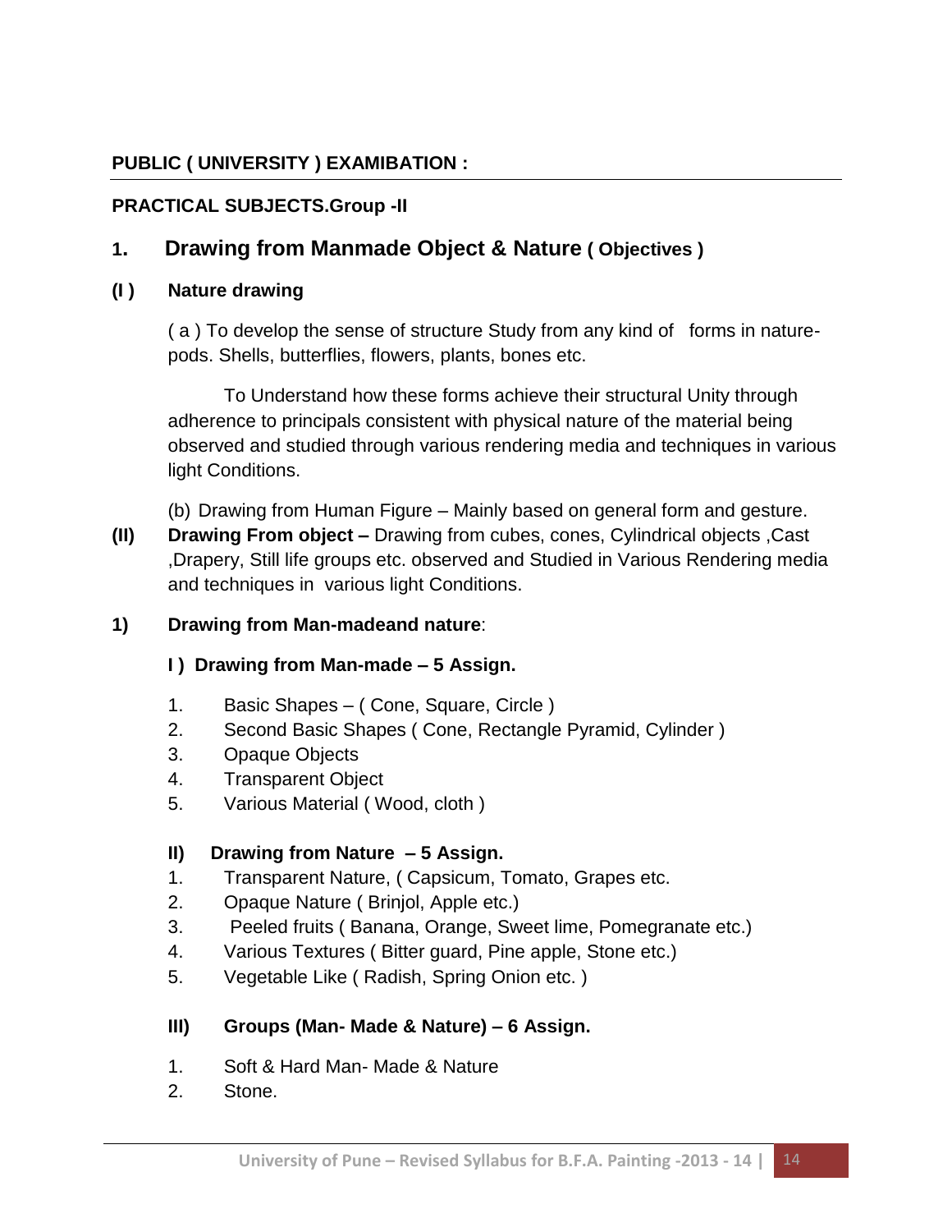**PUBLIC ( UNIVERSITY ) EXAMIBATION :**

**PRACTICAL SUBJECTS.Group -II**

## 1. Drawing from Manmade Object & Nature ( Objectives )

**(I ) Nature drawing**

( a ) To develop the sense of structure Study from any kind of forms in nature-pods. Shells, butterflies, flowers, plants, bones etc.

To Understand how these forms achieve their structural Unity through adherence to principals consistent with physical nature of the material being observed and studied through various rendering media and techniques in various light Conditions.

(b) Drawing from Human Figure – Mainly based on general form and gesture.

**(II) Drawing From object –** Drawing from cubes, cones, Cylindrical objects ,Cast ,Drapery, Still life groups etc. observed and Studied in Various Rendering media and techniques in various light Conditions.

**1) Drawing from Man-madeand nature**:

**I ) Drawing from Man-made – 5 Assign.**

1. Basic Shapes – ( Cone, Square, Circle )
2. Second Basic Shapes ( Cone, Rectangle Pyramid, Cylinder )
3. Opaque Objects
4. Transparent Object
5. Various Material ( Wood, cloth )

**II) Drawing from Nature – 5 Assign.**

1. Transparent Nature, ( Capsicum, Tomato, Grapes etc.
2. Opaque Nature ( Brinjol, Apple etc.)
3. Peeled fruits ( Banana, Orange, Sweet lime, Pomegranate etc.)
4. Various Textures ( Bitter guard, Pine apple, Stone etc.)
5. Vegetable Like ( Radish, Spring Onion etc. )

**III) Groups (Man- Made & Nature) – 6 Assign.**

1. Soft & Hard Man- Made & Nature
2. Stone.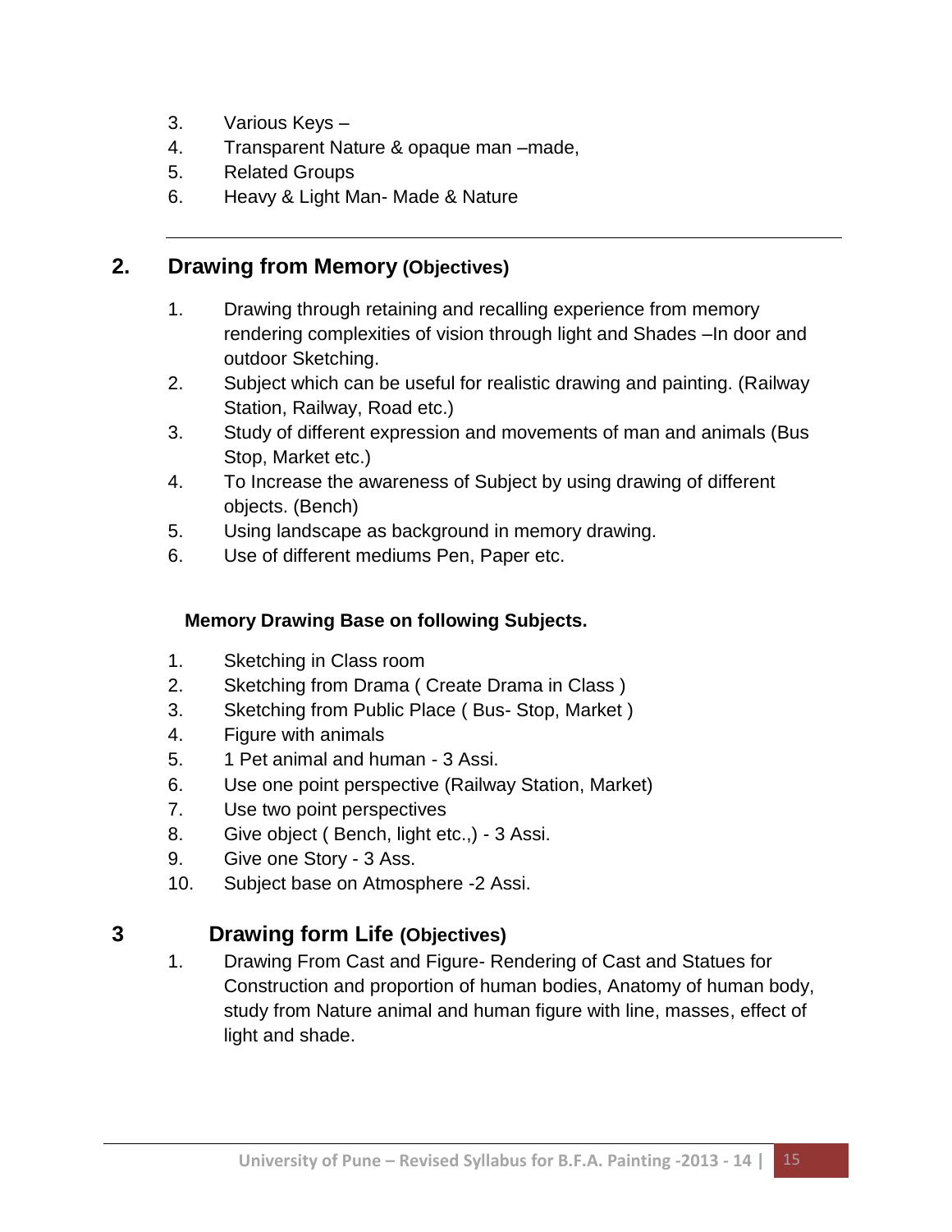3. Various Keys –
4. Transparent Nature & opaque man –made,
5. Related Groups
6. Heavy & Light Man- Made & Nature

---

## 2. Drawing from Memory (Objectives)

1. Drawing through retaining and recalling experience from memory rendering complexities of vision through light and Shades –In door and outdoor Sketching.
2. Subject which can be useful for realistic drawing and painting. (Railway Station, Railway, Road etc.)
3. Study of different expression and movements of man and animals (Bus Stop, Market etc.)
4. To Increase the awareness of Subject by using drawing of different objects. (Bench)
5. Using landscape as background in memory drawing.
6. Use of different mediums Pen, Paper etc.

**Memory Drawing Base on following Subjects.**

1. Sketching in Class room
2. Sketching from Drama ( Create Drama in Class )
3. Sketching from Public Place ( Bus- Stop, Market )
4. Figure with animals
5. 1 Pet animal and human - 3 Assi.
6. Use one point perspective (Railway Station, Market)
7. Use two point perspectives
8. Give object ( Bench, light etc.,) - 3 Assi.
9. Give one Story - 3 Ass.
10. Subject base on Atmosphere -2 Assi.

## 3 Drawing form Life (Objectives)

1. Drawing From Cast and Figure- Rendering of Cast and Statues for Construction and proportion of human bodies, Anatomy of human body, study from Nature animal and human figure with line, masses, effect of light and shade.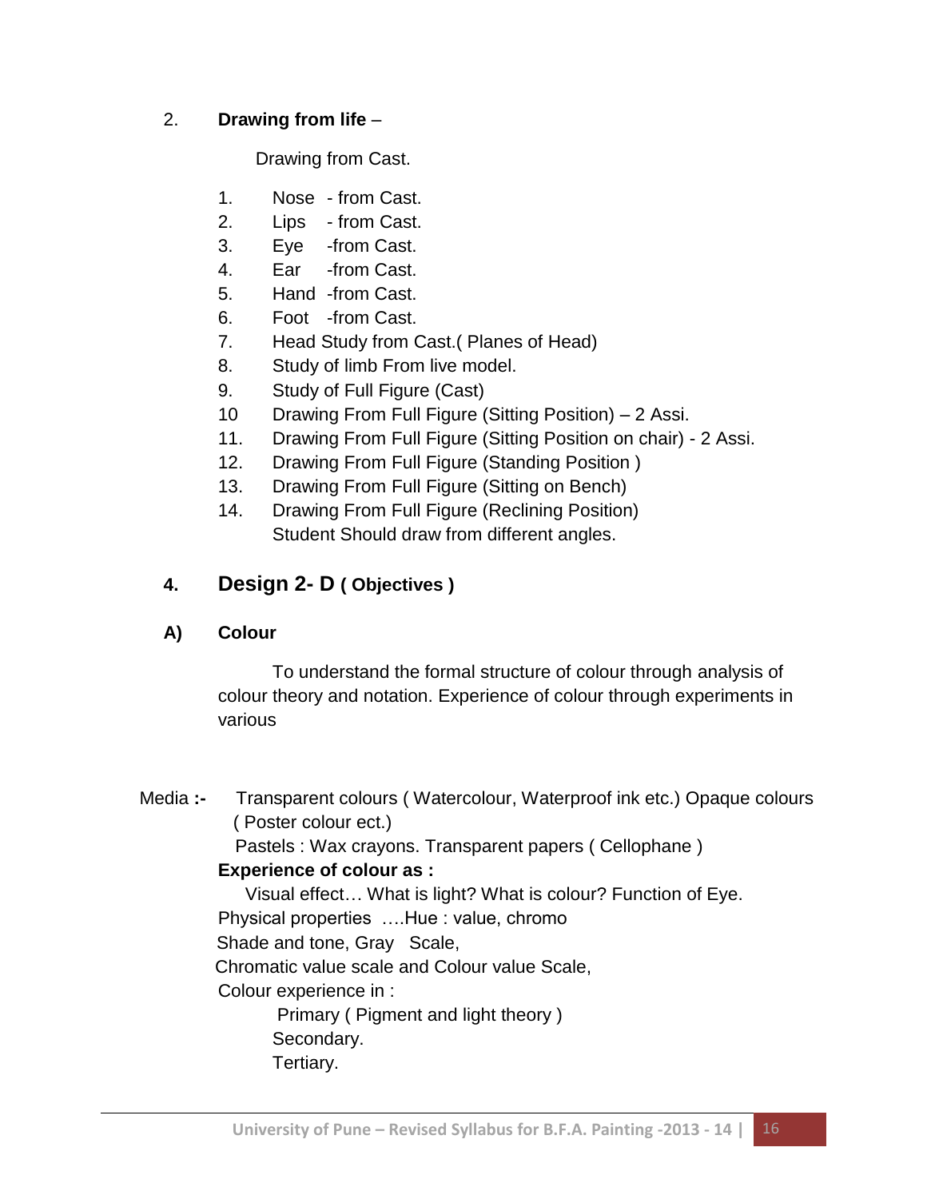2. **Drawing from life** –

Drawing from Cast.

1. Nose - from Cast.
2. Lips - from Cast.
3. Eye -from Cast.
4. Ear -from Cast.
5. Hand -from Cast.
6. Foot -from Cast.
7. Head Study from Cast.( Planes of Head)
8. Study of limb From live model.
9. Study of Full Figure (Cast)
10. Drawing From Full Figure (Sitting Position) – 2 Assi.
11. Drawing From Full Figure (Sitting Position on chair) - 2 Assi.
12. Drawing From Full Figure (Standing Position )
13. Drawing From Full Figure (Sitting on Bench)
14. Drawing From Full Figure (Reclining Position)
    Student Should draw from different angles.

## 4. Design 2- D ( Objectives )

### A) Colour

To understand the formal structure of colour through analysis of colour theory and notation. Experience of colour through experiments in various

Media **:-** Transparent colours ( Watercolour, Waterproof ink etc.) Opaque colours ( Poster colour ect.)

Pastels : Wax crayons. Transparent papers ( Cellophane )

**Experience of colour as :**

Visual effect… What is light? What is colour? Function of Eye.

Physical properties ….Hue : value, chromo

Shade and tone, Gray Scale,

Chromatic value scale and Colour value Scale,

Colour experience in :

Primary ( Pigment and light theory )

Secondary.

Tertiary.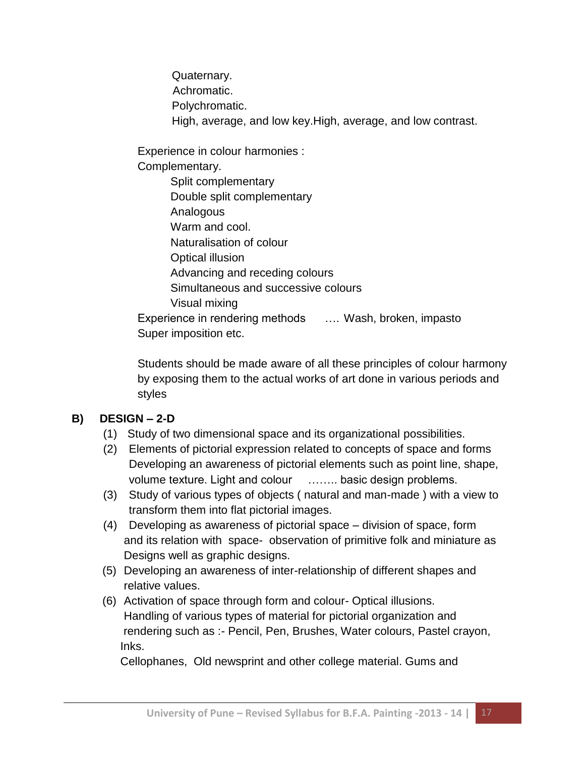Quaternary.
Achromatic.
Polychromatic.
High, average, and low key.High, average, and low contrast.

Experience in colour harmonies :
Complementary.

Split complementary
Double split complementary
Analogous
Warm and cool.
Naturalisation of colour
Optical illusion
Advancing and receding colours
Simultaneous and successive colours
Visual mixing

Experience in rendering methods …. Wash, broken, impasto
Super imposition etc.

Students should be made aware of all these principles of colour harmony by exposing them to the actual works of art done in various periods and styles

## B) DESIGN – 2-D

(1) Study of two dimensional space and its organizational possibilities.

(2) Elements of pictorial expression related to concepts of space and forms Developing an awareness of pictorial elements such as point line, shape, volume texture. Light and colour …….. basic design problems.

(3) Study of various types of objects ( natural and man-made ) with a view to transform them into flat pictorial images.

(4) Developing as awareness of pictorial space – division of space, form and its relation with space- observation of primitive folk and miniature as Designs well as graphic designs.

(5) Developing an awareness of inter-relationship of different shapes and relative values.

(6) Activation of space through form and colour- Optical illusions.
Handling of various types of material for pictorial organization and rendering such as :- Pencil, Pen, Brushes, Water colours, Pastel crayon, Inks.
Cellophanes, Old newsprint and other college material. Gums and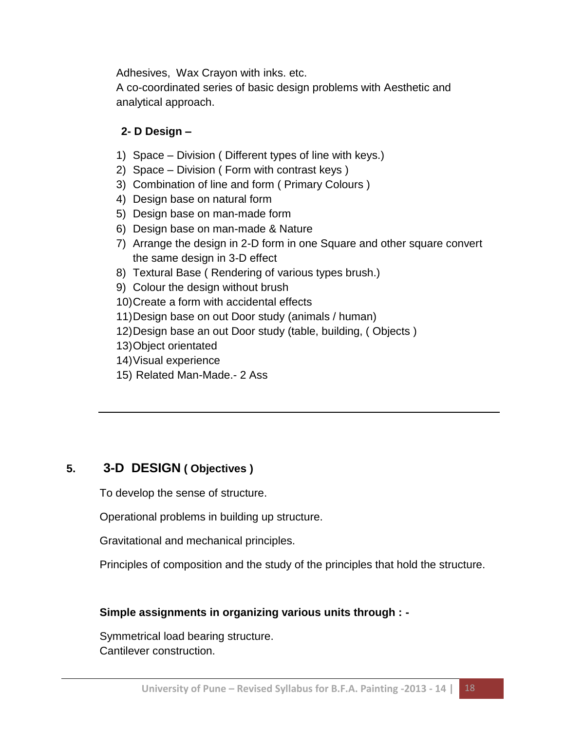Adhesives, Wax Crayon with inks. etc.
A co-coordinated series of basic design problems with Aesthetic and analytical approach.

**2- D Design –**

1) Space – Division ( Different types of line with keys.)
2) Space – Division ( Form with contrast keys )
3) Combination of line and form ( Primary Colours )
4) Design base on natural form
5) Design base on man-made form
6) Design base on man-made & Nature
7) Arrange the design in 2-D form in one Square and other square convert the same design in 3-D effect
8) Textural Base ( Rendering of various types brush.)
9) Colour the design without brush
10) Create a form with accidental effects
11) Design base on out Door study (animals / human)
12) Design base an out Door study (table, building, ( Objects )
13) Object orientated
14) Visual experience
15) Related Man-Made.- 2 Ass

---

## 5. 3-D DESIGN ( Objectives )

To develop the sense of structure.

Operational problems in building up structure.

Gravitational and mechanical principles.

Principles of composition and the study of the principles that hold the structure.

**Simple assignments in organizing various units through : -**

Symmetrical load bearing structure.
Cantilever construction.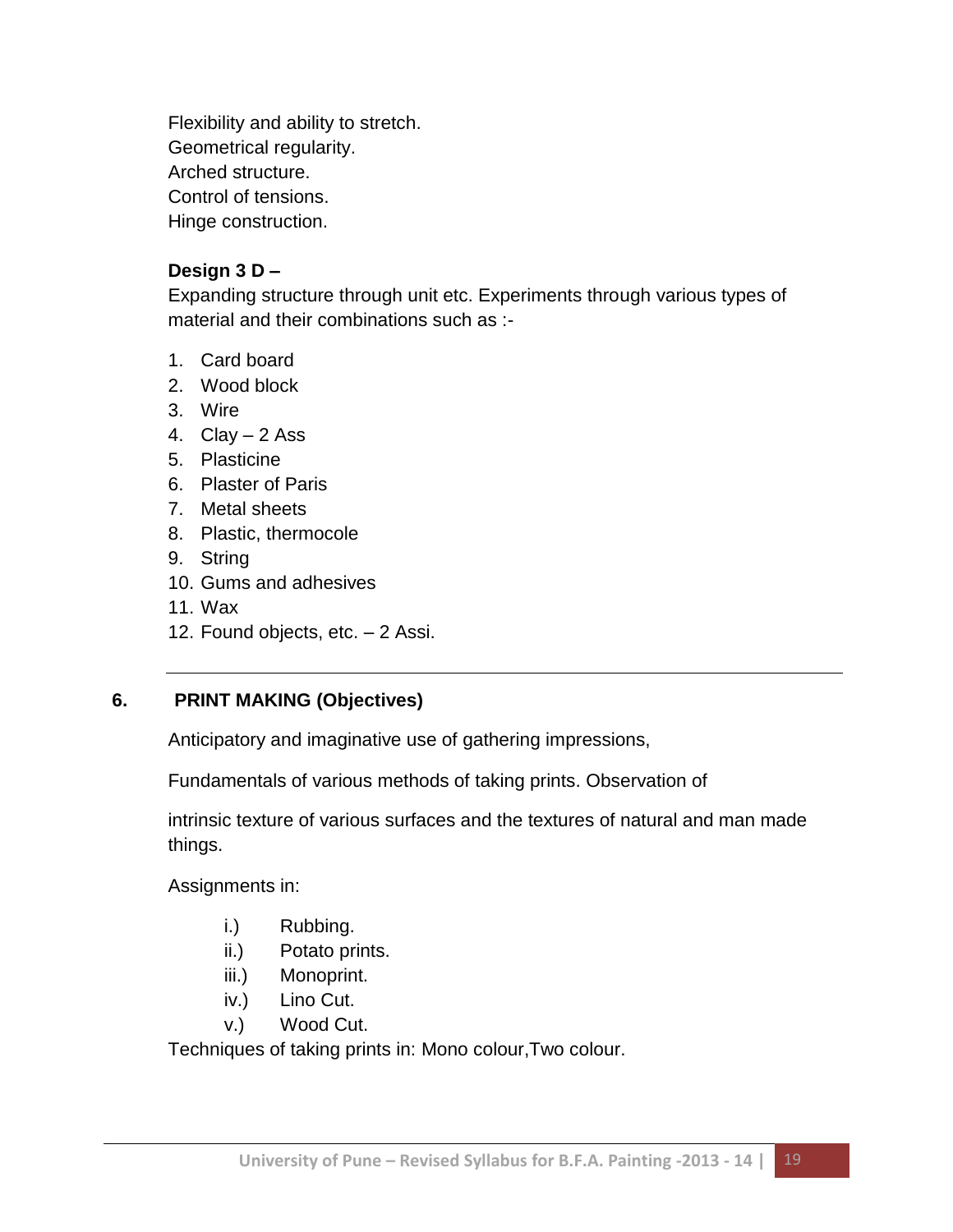Flexibility and ability to stretch.
Geometrical regularity.
Arched structure.
Control of tensions.
Hinge construction.

**Design 3 D –**

Expanding structure through unit etc. Experiments through various types of material and their combinations such as :-

1. Card board
2. Wood block
3. Wire
4. Clay – 2 Ass
5. Plasticine
6. Plaster of Paris
7. Metal sheets
8. Plastic, thermocole
9. String
10. Gums and adhesives
11. Wax
12. Found objects, etc. – 2 Assi.

---

## 6. PRINT MAKING (Objectives)

Anticipatory and imaginative use of gathering impressions,

Fundamentals of various methods of taking prints. Observation of

intrinsic texture of various surfaces and the textures of natural and man made things.

Assignments in:

- i.) Rubbing.
- ii.) Potato prints.
- iii.) Monoprint.
- iv.) Lino Cut.
- v.) Wood Cut.

Techniques of taking prints in: Mono colour,Two colour.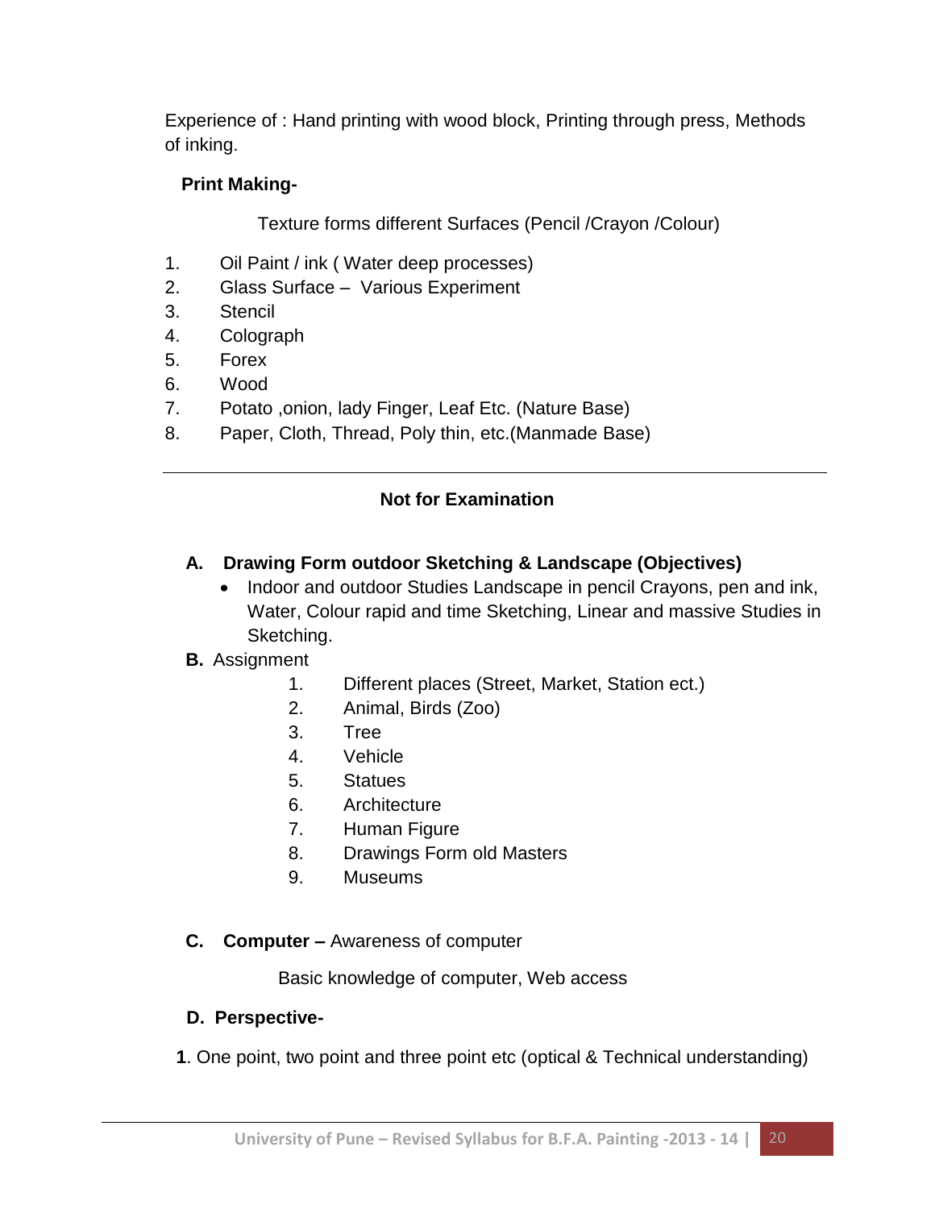Experience of : Hand printing with wood block, Printing through press, Methods of inking.

**Print Making-**

Texture forms different Surfaces (Pencil /Crayon /Colour)

1. Oil Paint / ink ( Water deep processes)
2. Glass Surface – Various Experiment
3. Stencil
4. Colograph
5. Forex
6. Wood
7. Potato ,onion, lady Finger, Leaf Etc. (Nature Base)
8. Paper, Cloth, Thread, Poly thin, etc.(Manmade Base)

---

**Not for Examination**

**A. Drawing Form outdoor Sketching & Landscape (Objectives)**

- Indoor and outdoor Studies Landscape in pencil Crayons, pen and ink, Water, Colour rapid and time Sketching, Linear and massive Studies in Sketching.

**B.** Assignment

1. Different places (Street, Market, Station ect.)
2. Animal, Birds (Zoo)
3. Tree
4. Vehicle
5. Statues
6. Architecture
7. Human Figure
8. Drawings Form old Masters
9. Museums

**C. Computer –** Awareness of computer

Basic knowledge of computer, Web access

**D. Perspective-**

**1**. One point, two point and three point etc (optical & Technical understanding)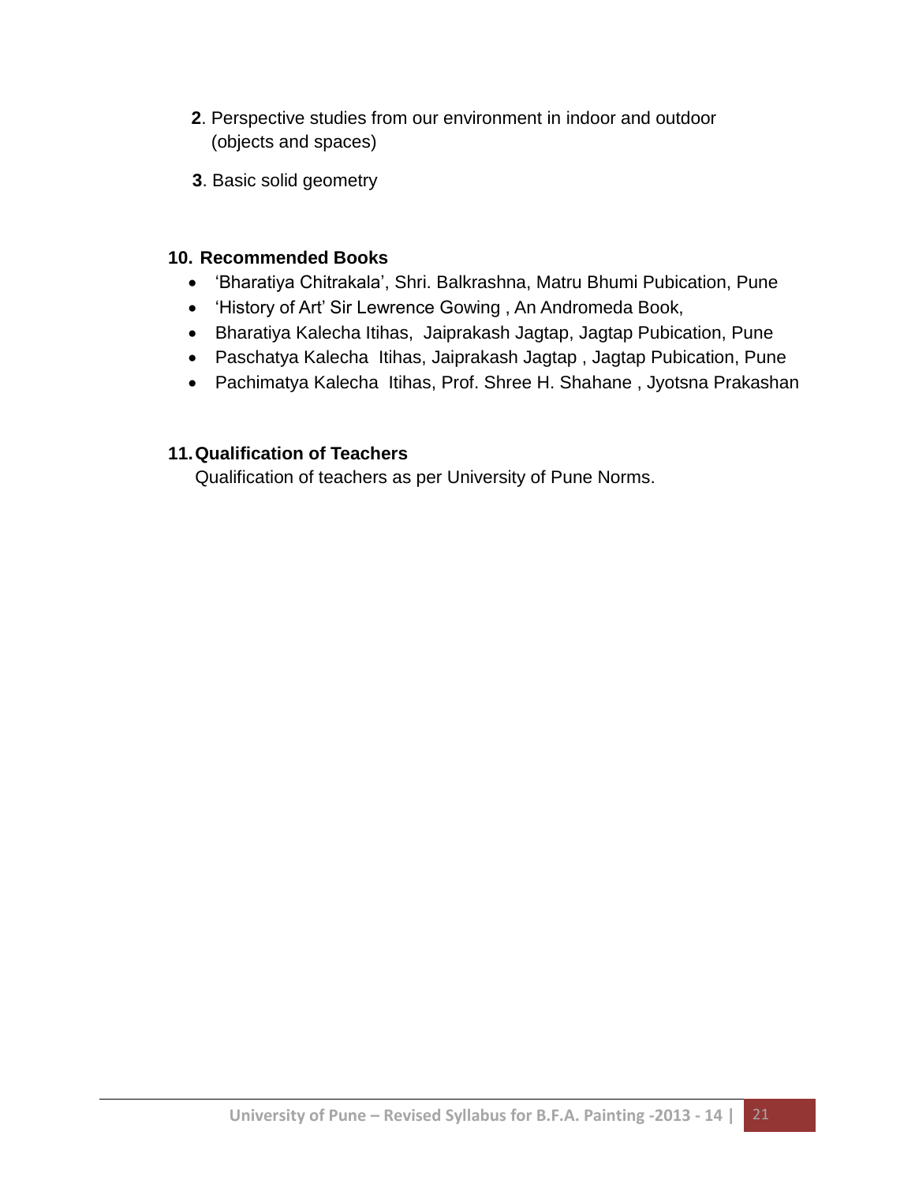**2**. Perspective studies from our environment in indoor and outdoor (objects and spaces)

**3**. Basic solid geometry

## 10. Recommended Books

- 'Bharatiya Chitrakala', Shri. Balkrashna, Matru Bhumi Pubication, Pune
- 'History of Art' Sir Lewrence Gowing , An Andromeda Book,
- Bharatiya Kalecha Itihas, Jaiprakash Jagtap, Jagtap Pubication, Pune
- Paschatya Kalecha Itihas, Jaiprakash Jagtap , Jagtap Pubication, Pune
- Pachimatya Kalecha Itihas, Prof. Shree H. Shahane , Jyotsna Prakashan

## 11. Qualification of Teachers

Qualification of teachers as per University of Pune Norms.